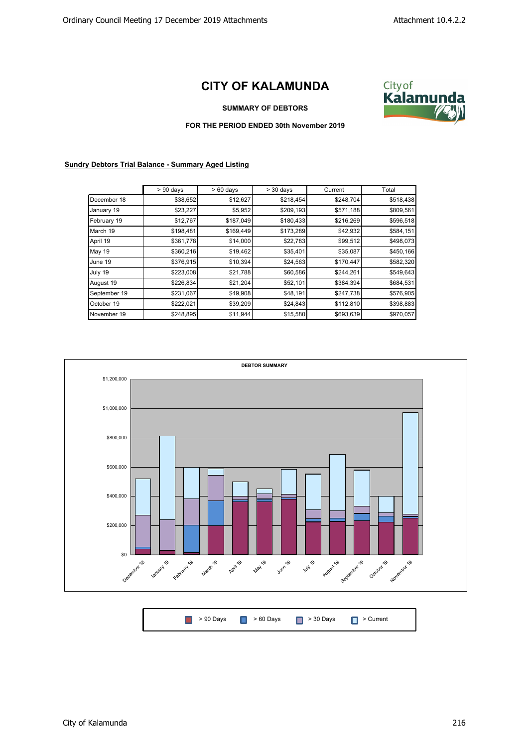# CITY OF KALAMUNDA

**SUMMARY OF DEBTORS**

**FOR THE PERIOD ENDED 30th November 2019**

**Sundry Debtors Trial Balance - Summary Aged Listing**

| | > 90 days | > 60 days | > 30 days | Current | Total |
|---|---|---|---|---|---|
| December 18 | $38,652 | $12,627 | $218,454 | $248,704 | $518,438 |
| January 19 | $23,227 | $5,952 | $209,193 | $571,188 | $809,561 |
| February 19 | $12,767 | $187,049 | $180,433 | $216,269 | $596,518 |
| March 19 | $198,481 | $169,449 | $173,289 | $42,932 | $584,151 |
| April 19 | $361,778 | $14,000 | $22,783 | $99,512 | $498,073 |
| May 19 | $360,216 | $19,462 | $35,401 | $35,087 | $450,166 |
| June 19 | $376,915 | $10,394 | $24,563 | $170,447 | $582,320 |
| July 19 | $223,008 | $21,788 | $60,586 | $244,261 | $549,643 |
| August 19 | $226,834 | $21,204 | $52,101 | $384,394 | $684,531 |
| September 19 | $231,067 | $49,908 | $48,191 | $247,738 | $576,905 |
| October 19 | $222,021 | $39,209 | $24,843 | $112,810 | $398,883 |
| November 19 | $248,895 | $11,944 | $15,580 | $693,639 | $970,057 |

**DEBTOR SUMMARY**

> 90 Days | > 60 Days | > 30 Days | > Current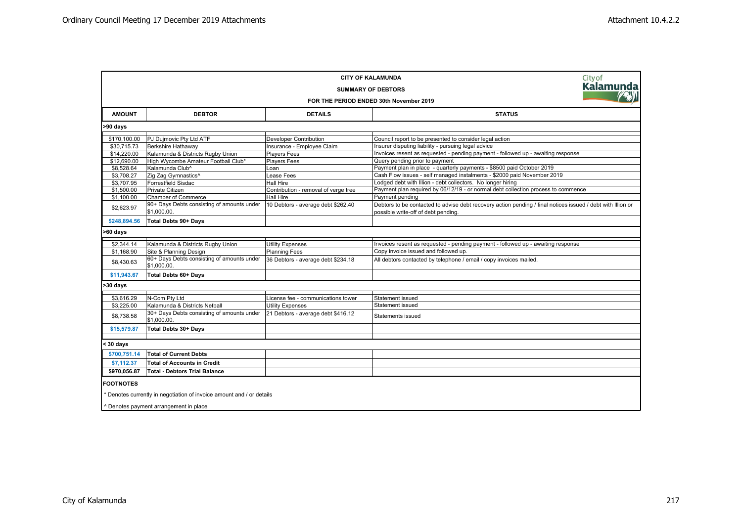**CITY OF KALAMUNDA**

**SUMMARY OF DEBTORS**

**FOR THE PERIOD ENDED 30th November 2019**

| AMOUNT | DEBTOR | DETAILS | STATUS |
|---|---|---|---|
| **>90 days** | | | |
| $170,100.00 | PJ Dujmovic Pty Ltd ATF | Developer Contribution | Council report to be presented to consider legal action |
| $30,715.73 | Berkshire Hathaway | Insurance - Employee Claim | Insurer disputing liability - pursuing legal advice |
| $14,220.00 | Kalamunda & Districts Rugby Union | Players Fees | Invoices resent as requested - pending payment - followed up - awaiting response |
| $12,690.00 | High Wycombe Amateur Football Club* | Players Fees | Query pending prior to payment |
| $8,528.64 | Kalamunda Club^ | Loan | Payment plan in place - quarterly payments - $8500 paid October 2019 |
| $3,708.27 | Zig Zag Gymnastics^ | Lease Fees | Cash Flow issues - self managed instalments - $2000 paid November 2019 |
| $3,707.95 | Forrestfield Sisdac | Hall Hire | Lodged debt with Illion - debt collectors. No longer hiring |
| $1,500.00 | Private Citizen | Contribution - removal of verge tree | Payment plan required by 06/12/19 - or normal debt collection process to commence |
| $1,100.00 | Chamber of Commerce | Hall Hire | Payment pending |
| $2,623.97 | 90+ Days Debts consisting of amounts under $1,000.00. | 10 Debtors - average debt $262.40 | Debtors to be contacted to advise debt recovery action pending / final notices issued / debt with Illion or possible write-off of debt pending. |
| **$248,894.56** | **Total Debts 90+ Days** | | |
| **>60 days** | | | |
| $2,344.14 | Kalamunda & Districts Rugby Union | Utility Expenses | Invoices resent as requested - pending payment - followed up - awaiting response |
| $1,168.90 | Site & Planning Design | Planning Fees | Copy invoice issued and followed up. |
| $8,430.63 | 60+ Days Debts consisting of amounts under $1,000.00. | 36 Debtors - average debt $234.18 | All debtors contacted by telephone / email / copy invoices mailed. |
| **$11,943.67** | **Total Debts 60+ Days** | | |
| **>30 days** | | | |
| $3,616.29 | N-Com Pty Ltd | License fee - communications tower | Statement issued |
| $3,225.00 | Kalamunda & Districts Netball | Utility Expenses | Statement issued |
| $8,738.58 | 30+ Days Debts consisting of amounts under $1,000.00. | 21 Debtors - average debt $416.12 | Statements issued |
| **$15,579.87** | **Total Debts 30+ Days** | | |
| **< 30 days** | | | |
| **$700,751.14** | **Total of Current Debts** | | |
| **$7,112.37** | **Total of Accounts in Credit** | | |
| **$970,056.87** | **Total - Debtors Trial Balance** | | |

**FOOTNOTES**

\* Denotes currently in negotiation of invoice amount and / or details

^ Denotes payment arrangement in place